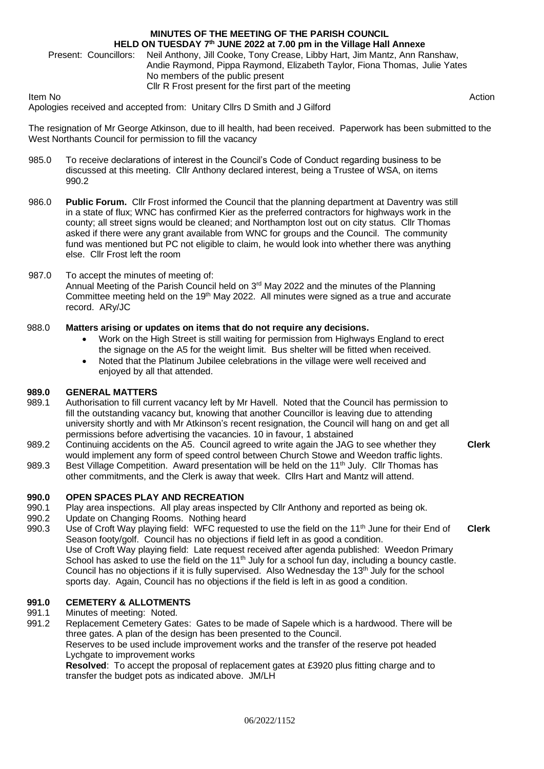# MINUTES OF THE MEETING OF THE PARISH COUNCIL
## HELD ON TUESDAY 7th JUNE 2022 at 7.00 pm in the Village Hall Annexe

Present: Councillors: Neil Anthony, Jill Cooke, Tony Crease, Libby Hart, Jim Mantz, Ann Ranshaw, Andie Raymond, Pippa Raymond, Elizabeth Taylor, Fiona Thomas, Julie Yates
No members of the public present
Cllr R Frost present for the first part of the meeting

Item No — Action

Apologies received and accepted from: Unitary Cllrs D Smith and J Gilford

The resignation of Mr George Atkinson, due to ill health, had been received. Paperwork has been submitted to the West Northants Council for permission to fill the vacancy

985.0 To receive declarations of interest in the Council's Code of Conduct regarding business to be discussed at this meeting. Cllr Anthony declared interest, being a Trustee of WSA, on items 990.2

986.0 **Public Forum.** Cllr Frost informed the Council that the planning department at Daventry was still in a state of flux; WNC has confirmed Kier as the preferred contractors for highways work in the county; all street signs would be cleaned; and Northampton lost out on city status. Cllr Thomas asked if there were any grant available from WNC for groups and the Council. The community fund was mentioned but PC not eligible to claim, he would look into whether there was anything else. Cllr Frost left the room

987.0 To accept the minutes of meeting of:
Annual Meeting of the Parish Council held on 3rd May 2022 and the minutes of the Planning Committee meeting held on the 19th May 2022. All minutes were signed as a true and accurate record. ARy/JC

988.0 **Matters arising or updates on items that do not require any decisions.**

- Work on the High Street is still waiting for permission from Highways England to erect the signage on the A5 for the weight limit. Bus shelter will be fitted when received.
- Noted that the Platinum Jubilee celebrations in the village were well received and enjoyed by all that attended.

**989.0 GENERAL MATTERS**

989.1 Authorisation to fill current vacancy left by Mr Havell. Noted that the Council has permission to fill the outstanding vacancy but, knowing that another Councillor is leaving due to attending university shortly and with Mr Atkinson's recent resignation, the Council will hang on and get all permissions before advertising the vacancies. 10 in favour, 1 abstained

989.2 Continuing accidents on the A5. Council agreed to write again the JAG to see whether they would implement any form of speed control between Church Stowe and Weedon traffic lights. — **Clerk**

989.3 Best Village Competition. Award presentation will be held on the 11th July. Cllr Thomas has other commitments, and the Clerk is away that week. Cllrs Hart and Mantz will attend.

**990.0 OPEN SPACES PLAY AND RECREATION**

990.1 Play area inspections. All play areas inspected by Cllr Anthony and reported as being ok.

990.2 Update on Changing Rooms. Nothing heard

990.3 Use of Croft Way playing field: WFC requested to use the field on the 11th June for their End of Season footy/golf. Council has no objections if field left in as good a condition. — **Clerk**
Use of Croft Way playing field: Late request received after agenda published: Weedon Primary School has asked to use the field on the 11th July for a school fun day, including a bouncy castle. Council has no objections if it is fully supervised. Also Wednesday the 13th July for the school sports day. Again, Council has no objections if the field is left in as good a condition.

**991.0 CEMETERY & ALLOTMENTS**

991.1 Minutes of meeting: Noted.

991.2 Replacement Cemetery Gates: Gates to be made of Sapele which is a hardwood. There will be three gates. A plan of the design has been presented to the Council.
Reserves to be used include improvement works and the transfer of the reserve pot headed Lychgate to improvement works
**Resolved**: To accept the proposal of replacement gates at £3920 plus fitting charge and to transfer the budget pots as indicated above. JM/LH

06/2022/1152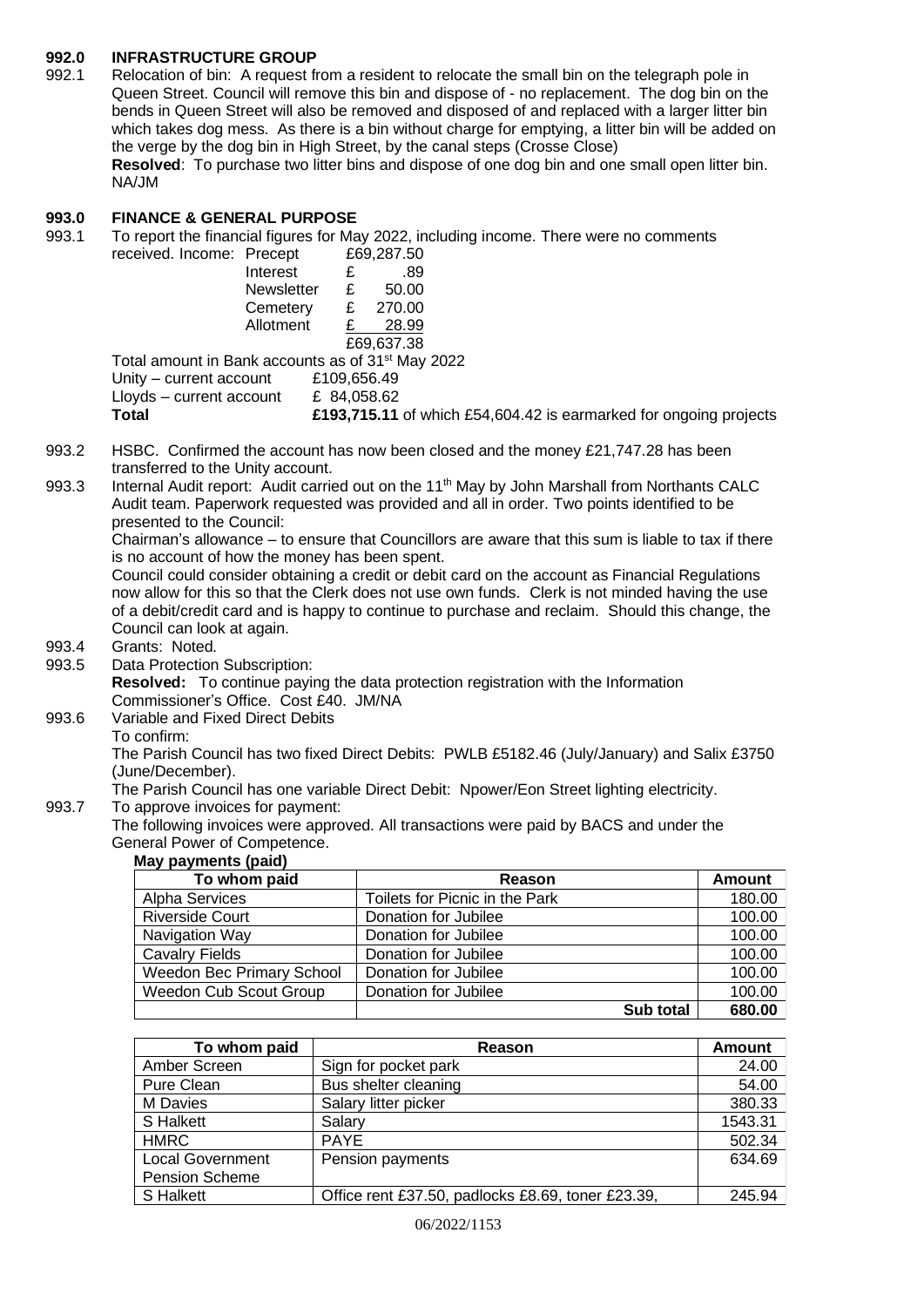**992.0 INFRASTRUCTURE GROUP**

992.1 Relocation of bin: A request from a resident to relocate the small bin on the telegraph pole in Queen Street. Council will remove this bin and dispose of - no replacement. The dog bin on the bends in Queen Street will also be removed and disposed of and replaced with a larger litter bin which takes dog mess. As there is a bin without charge for emptying, a litter bin will be added on the verge by the dog bin in High Street, by the canal steps (Crosse Close)
**Resolved**: To purchase two litter bins and dispose of one dog bin and one small open litter bin. NA/JM

**993.0 FINANCE & GENERAL PURPOSE**

993.1 To report the financial figures for May 2022, including income. There were no comments received. Income:

| | |
|---|---|
| Precept | £69,287.50 |
| Interest | £ .89 |
| Newsletter | £ 50.00 |
| Cemetery | £ 270.00 |
| Allotment | £ 28.99 |
| | £69,637.38 |

Total amount in Bank accounts as of 31st May 2022

| | |
|---|---|
| Unity – current account | £109,656.49 |
| Lloyds – current account | £ 84,058.62 |
| **Total** | **£193,715.11** of which £54,604.42 is earmarked for ongoing projects |

993.2 HSBC. Confirmed the account has now been closed and the money £21,747.28 has been transferred to the Unity account.

993.3 Internal Audit report: Audit carried out on the 11th May by John Marshall from Northants CALC Audit team. Paperwork requested was provided and all in order. Two points identified to be presented to the Council:
Chairman's allowance – to ensure that Councillors are aware that this sum is liable to tax if there is no account of how the money has been spent.
Council could consider obtaining a credit or debit card on the account as Financial Regulations now allow for this so that the Clerk does not use own funds. Clerk is not minded having the use of a debit/credit card and is happy to continue to purchase and reclaim. Should this change, the Council can look at again.

993.4 Grants: Noted.

993.5 Data Protection Subscription:
**Resolved:** To continue paying the data protection registration with the Information Commissioner's Office. Cost £40. JM/NA

993.6 Variable and Fixed Direct Debits
To confirm:
The Parish Council has two fixed Direct Debits: PWLB £5182.46 (July/January) and Salix £3750 (June/December).
The Parish Council has one variable Direct Debit: Npower/Eon Street lighting electricity.

993.7 To approve invoices for payment:
The following invoices were approved. All transactions were paid by BACS and under the General Power of Competence.

**May payments (paid)**

| To whom paid | Reason | Amount |
|---|---|---|
| Alpha Services | Toilets for Picnic in the Park | 180.00 |
| Riverside Court | Donation for Jubilee | 100.00 |
| Navigation Way | Donation for Jubilee | 100.00 |
| Cavalry Fields | Donation for Jubilee | 100.00 |
| Weedon Bec Primary School | Donation for Jubilee | 100.00 |
| Weedon Cub Scout Group | Donation for Jubilee | 100.00 |
| | **Sub total** | **680.00** |

| To whom paid | Reason | Amount |
|---|---|---|
| Amber Screen | Sign for pocket park | 24.00 |
| Pure Clean | Bus shelter cleaning | 54.00 |
| M Davies | Salary litter picker | 380.33 |
| S Halkett | Salary | 1543.31 |
| HMRC | PAYE | 502.34 |
| Local Government Pension Scheme | Pension payments | 634.69 |
| S Halkett | Office rent £37.50, padlocks £8.69, toner £23.39, | 245.94 |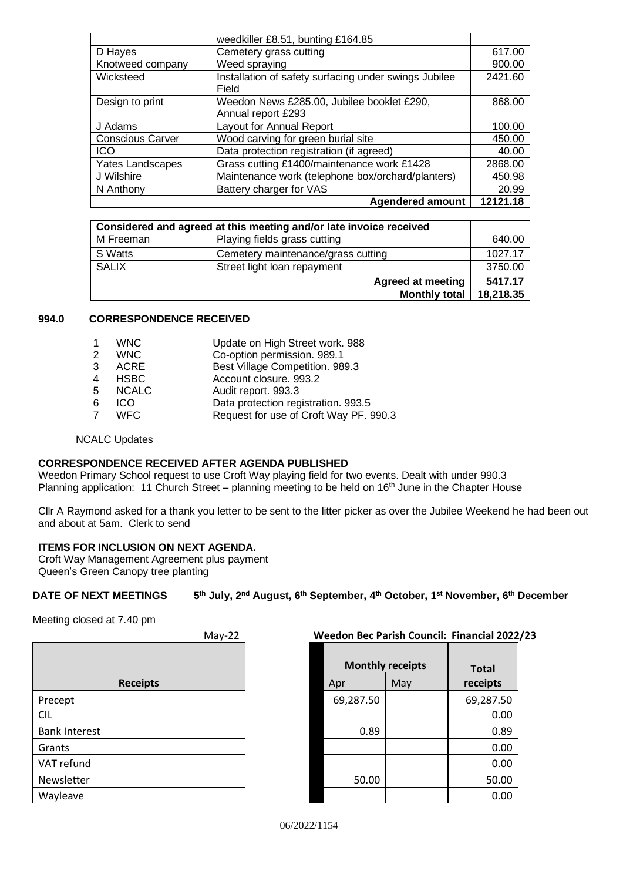| | | |
|---|---|---|
| | weedkiller £8.51, bunting £164.85 | |
| D Hayes | Cemetery grass cutting | 617.00 |
| Knotweed company | Weed spraying | 900.00 |
| Wicksteed | Installation of safety surfacing under swings Jubilee Field | 2421.60 |
| Design to print | Weedon News £285.00, Jubilee booklet £290, Annual report £293 | 868.00 |
| J Adams | Layout for Annual Report | 100.00 |
| Conscious Carver | Wood carving for green burial site | 450.00 |
| ICO | Data protection registration (if agreed) | 40.00 |
| Yates Landscapes | Grass cutting £1400/maintenance work £1428 | 2868.00 |
| J Wilshire | Maintenance work (telephone box/orchard/planters) | 450.98 |
| N Anthony | Battery charger for VAS | 20.99 |
| | **Agendered amount** | **12121.18** |

| **Considered and agreed at this meeting and/or late invoice received** | | |
|---|---|---|
| M Freeman | Playing fields grass cutting | 640.00 |
| S Watts | Cemetery maintenance/grass cutting | 1027.17 |
| SALIX | Street light loan repayment | 3750.00 |
| | **Agreed at meeting** | **5417.17** |
| | **Monthly total** | **18,218.35** |

## 994.0 CORRESPONDENCE RECEIVED

1. WNC — Update on High Street work. 988
2. WNC — Co-option permission. 989.1
3. ACRE — Best Village Competition. 989.3
4. HSBC — Account closure. 993.2
5. NCALC — Audit report. 993.3
6. ICO — Data protection registration. 993.5
7. WFC — Request for use of Croft Way PF. 990.3

NCALC Updates

**CORRESPONDENCE RECEIVED AFTER AGENDA PUBLISHED**

Weedon Primary School request to use Croft Way playing field for two events. Dealt with under 990.3
Planning application: 11 Church Street – planning meeting to be held on 16th June in the Chapter House

Cllr A Raymond asked for a thank you letter to be sent to the litter picker as over the Jubilee Weekend he had been out and about at 5am. Clerk to send

**ITEMS FOR INCLUSION ON NEXT AGENDA.**

Croft Way Management Agreement plus payment
Queen's Green Canopy tree planting

**DATE OF NEXT MEETINGS 5th July, 2nd August, 6th September, 4th October, 1st November, 6th December**

Meeting closed at 7.40 pm

May-22 **Weedon Bec Parish Council: Financial 2022/23**

| **Receipts** | Monthly receipts Apr | May | **Total receipts** |
|---|---|---|---|
| Precept | 69,287.50 | | 69,287.50 |
| CIL | | | 0.00 |
| Bank Interest | 0.89 | | 0.89 |
| Grants | | | 0.00 |
| VAT refund | | | 0.00 |
| Newsletter | 50.00 | | 50.00 |
| Wayleave | | | 0.00 |

06/2022/1154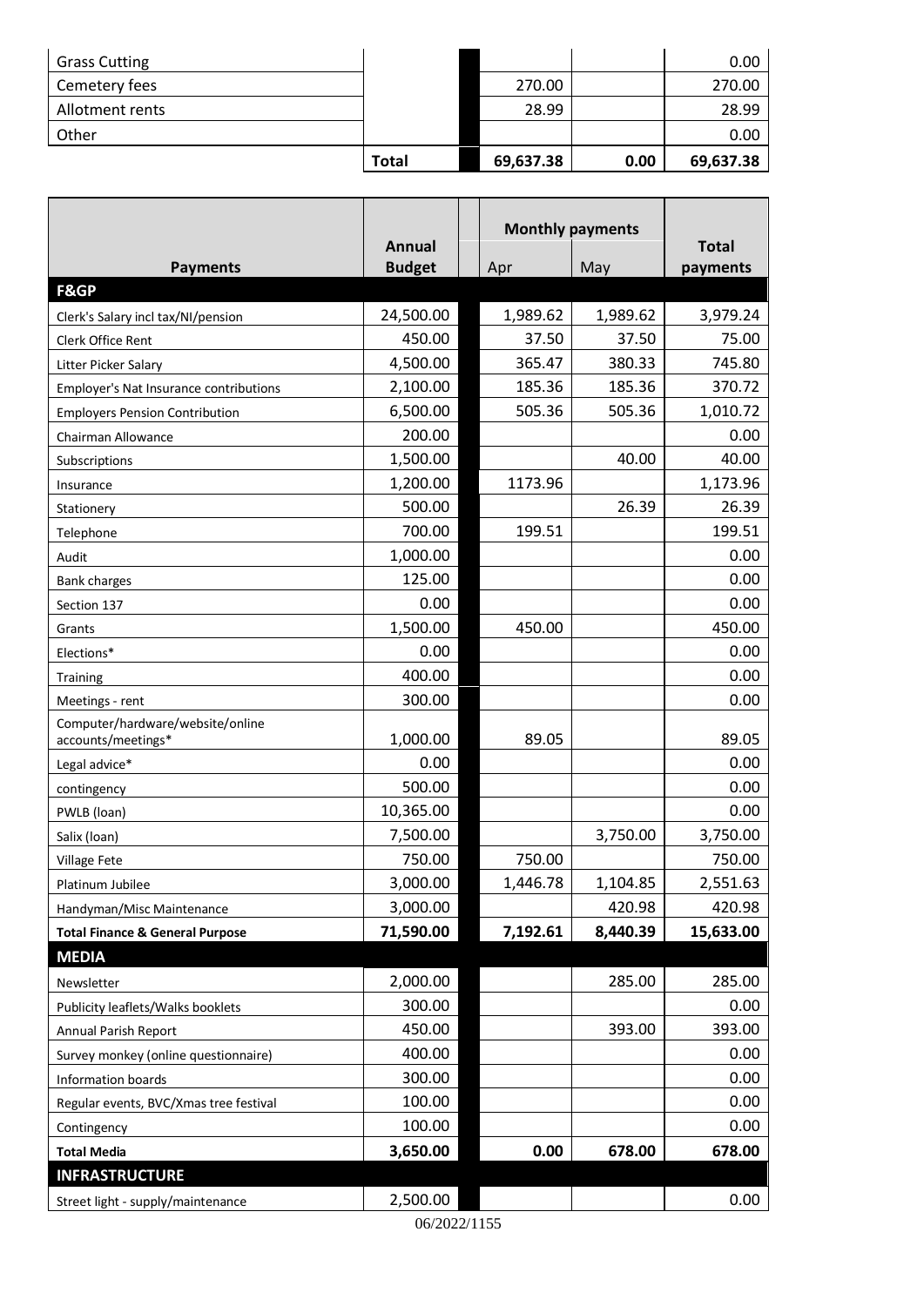| | | | | |
|---|---|---|---|---|
| Grass Cutting | | | | 0.00 |
| Cemetery fees | | 270.00 | | 270.00 |
| Allotment rents | | 28.99 | | 28.99 |
| Other | | | | 0.00 |
| | **Total** | **69,637.38** | **0.00** | **69,637.38** |

| Payments | Annual Budget | Monthly payments | | Total payments |
|---|---|---|---|---|
| | | Apr | May | |
| **F&GP** | | | | |
| Clerk's Salary incl tax/NI/pension | 24,500.00 | 1,989.62 | 1,989.62 | 3,979.24 |
| Clerk Office Rent | 450.00 | 37.50 | 37.50 | 75.00 |
| Litter Picker Salary | 4,500.00 | 365.47 | 380.33 | 745.80 |
| Employer's Nat Insurance contributions | 2,100.00 | 185.36 | 185.36 | 370.72 |
| Employers Pension Contribution | 6,500.00 | 505.36 | 505.36 | 1,010.72 |
| Chairman Allowance | 200.00 | | | 0.00 |
| Subscriptions | 1,500.00 | | 40.00 | 40.00 |
| Insurance | 1,200.00 | 1173.96 | | 1,173.96 |
| Stationery | 500.00 | | 26.39 | 26.39 |
| Telephone | 700.00 | 199.51 | | 199.51 |
| Audit | 1,000.00 | | | 0.00 |
| Bank charges | 125.00 | | | 0.00 |
| Section 137 | 0.00 | | | 0.00 |
| Grants | 1,500.00 | 450.00 | | 450.00 |
| Elections* | 0.00 | | | 0.00 |
| Training | 400.00 | | | 0.00 |
| Meetings - rent | 300.00 | | | 0.00 |
| Computer/hardware/website/online accounts/meetings* | 1,000.00 | 89.05 | | 89.05 |
| Legal advice* | 0.00 | | | 0.00 |
| contingency | 500.00 | | | 0.00 |
| PWLB (loan) | 10,365.00 | | | 0.00 |
| Salix (loan) | 7,500.00 | | 3,750.00 | 3,750.00 |
| Village Fete | 750.00 | 750.00 | | 750.00 |
| Platinum Jubilee | 3,000.00 | 1,446.78 | 1,104.85 | 2,551.63 |
| Handyman/Misc Maintenance | 3,000.00 | | 420.98 | 420.98 |
| **Total Finance & General Purpose** | **71,590.00** | **7,192.61** | **8,440.39** | **15,633.00** |
| **MEDIA** | | | | |
| Newsletter | 2,000.00 | | 285.00 | 285.00 |
| Publicity leaflets/Walks booklets | 300.00 | | | 0.00 |
| Annual Parish Report | 450.00 | | 393.00 | 393.00 |
| Survey monkey (online questionnaire) | 400.00 | | | 0.00 |
| Information boards | 300.00 | | | 0.00 |
| Regular events, BVC/Xmas tree festival | 100.00 | | | 0.00 |
| Contingency | 100.00 | | | 0.00 |
| **Total Media** | **3,650.00** | **0.00** | **678.00** | **678.00** |
| **INFRASTRUCTURE** | | | | |
| Street light - supply/maintenance | 2,500.00 | | | 0.00 |

06/2022/1155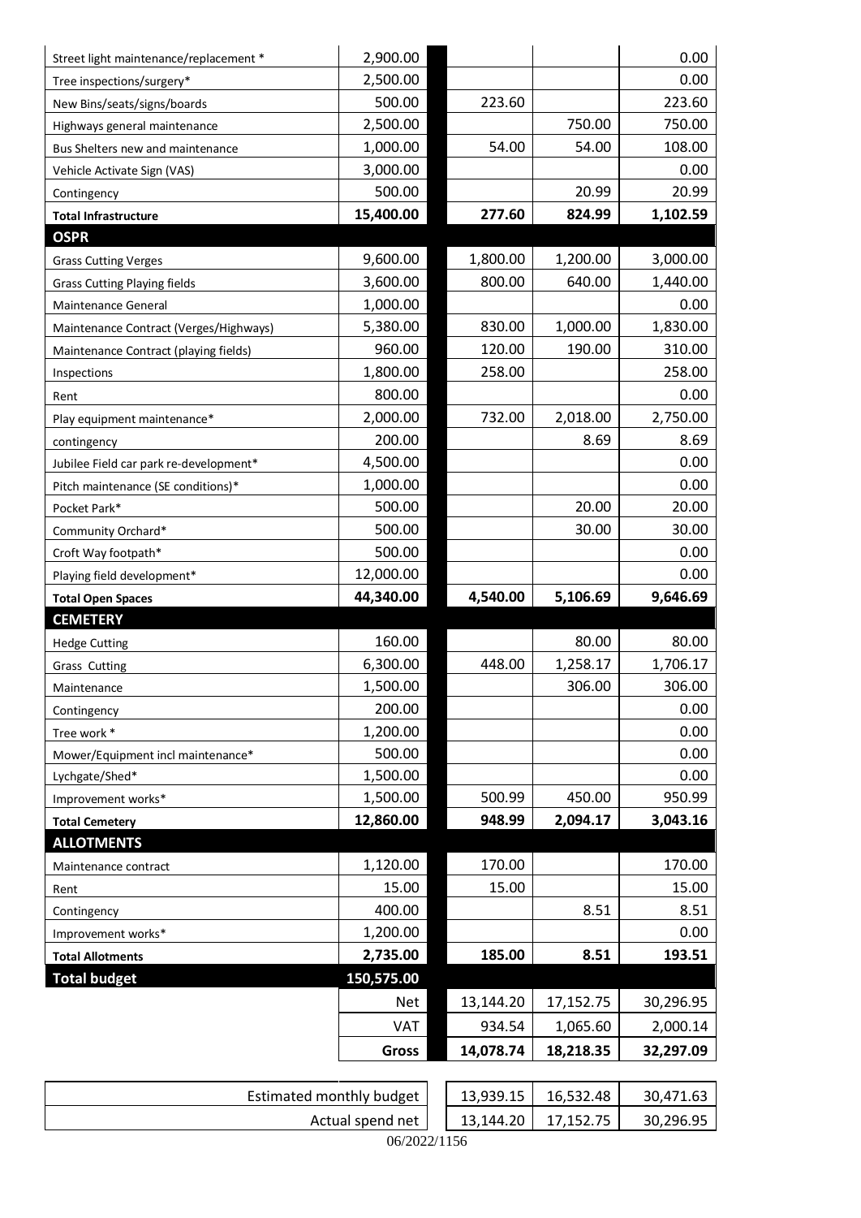| | | | | |
|---|---|---|---|---|
| Street light maintenance/replacement * | 2,900.00 | | | 0.00 |
| Tree inspections/surgery* | 2,500.00 | | | 0.00 |
| New Bins/seats/signs/boards | 500.00 | 223.60 | | 223.60 |
| Highways general maintenance | 2,500.00 | | 750.00 | 750.00 |
| Bus Shelters new and maintenance | 1,000.00 | 54.00 | 54.00 | 108.00 |
| Vehicle Activate Sign (VAS) | 3,000.00 | | | 0.00 |
| Contingency | 500.00 | | 20.99 | 20.99 |
| **Total Infrastructure** | **15,400.00** | **277.60** | **824.99** | **1,102.59** |
| **OSPR** | | | | |
| Grass Cutting Verges | 9,600.00 | 1,800.00 | 1,200.00 | 3,000.00 |
| Grass Cutting Playing fields | 3,600.00 | 800.00 | 640.00 | 1,440.00 |
| Maintenance General | 1,000.00 | | | 0.00 |
| Maintenance Contract (Verges/Highways) | 5,380.00 | 830.00 | 1,000.00 | 1,830.00 |
| Maintenance Contract (playing fields) | 960.00 | 120.00 | 190.00 | 310.00 |
| Inspections | 1,800.00 | 258.00 | | 258.00 |
| Rent | 800.00 | | | 0.00 |
| Play equipment maintenance* | 2,000.00 | 732.00 | 2,018.00 | 2,750.00 |
| contingency | 200.00 | | 8.69 | 8.69 |
| Jubilee Field car park re-development* | 4,500.00 | | | 0.00 |
| Pitch maintenance (SE conditions)* | 1,000.00 | | | 0.00 |
| Pocket Park* | 500.00 | | 20.00 | 20.00 |
| Community Orchard* | 500.00 | | 30.00 | 30.00 |
| Croft Way footpath* | 500.00 | | | 0.00 |
| Playing field development* | 12,000.00 | | | 0.00 |
| **Total Open Spaces** | **44,340.00** | **4,540.00** | **5,106.69** | **9,646.69** |
| **CEMETERY** | | | | |
| Hedge Cutting | 160.00 | | 80.00 | 80.00 |
| Grass Cutting | 6,300.00 | 448.00 | 1,258.17 | 1,706.17 |
| Maintenance | 1,500.00 | | 306.00 | 306.00 |
| Contingency | 200.00 | | | 0.00 |
| Tree work * | 1,200.00 | | | 0.00 |
| Mower/Equipment incl maintenance* | 500.00 | | | 0.00 |
| Lychgate/Shed* | 1,500.00 | | | 0.00 |
| Improvement works* | 1,500.00 | 500.99 | 450.00 | 950.99 |
| **Total Cemetery** | **12,860.00** | **948.99** | **2,094.17** | **3,043.16** |
| **ALLOTMENTS** | | | | |
| Maintenance contract | 1,120.00 | 170.00 | | 170.00 |
| Rent | 15.00 | 15.00 | | 15.00 |
| Contingency | 400.00 | | 8.51 | 8.51 |
| Improvement works* | 1,200.00 | | | 0.00 |
| **Total Allotments** | **2,735.00** | **185.00** | **8.51** | **193.51** |
| **Total budget** | **150,575.00** | | | |
| | Net | 13,144.20 | 17,152.75 | 30,296.95 |
| | VAT | 934.54 | 1,065.60 | 2,000.14 |
| | **Gross** | **14,078.74** | **18,218.35** | **32,297.09** |

| | | | |
|---|---|---|---|
| Estimated monthly budget | 13,939.15 | 16,532.48 | 30,471.63 |
| Actual spend net | 13,144.20 | 17,152.75 | 30,296.95 |

06/2022/1156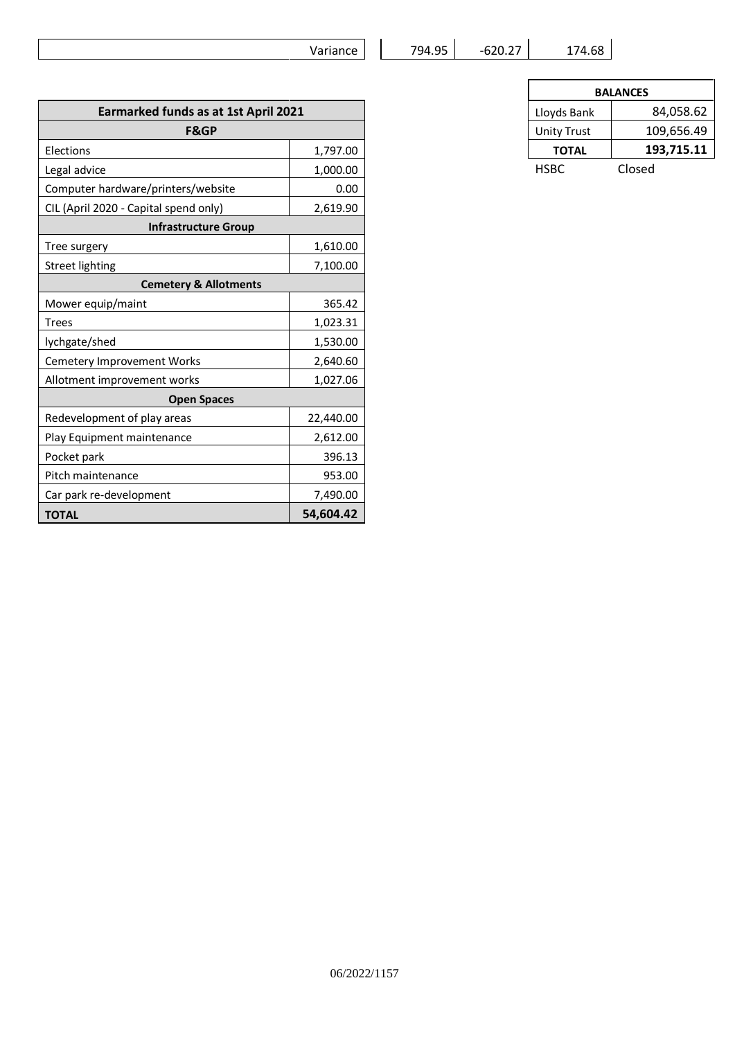| | | | |
|---|---|---|---|
| Variance | 794.95 | -620.27 | 174.68 |

| Earmarked funds as at 1st April 2021 | |
|---|---|
| **F&GP** | |
| Elections | 1,797.00 |
| Legal advice | 1,000.00 |
| Computer hardware/printers/website | 0.00 |
| CIL (April 2020 - Capital spend only) | 2,619.90 |
| **Infrastructure Group** | |
| Tree surgery | 1,610.00 |
| Street lighting | 7,100.00 |
| **Cemetery & Allotments** | |
| Mower equip/maint | 365.42 |
| Trees | 1,023.31 |
| lychgate/shed | 1,530.00 |
| Cemetery Improvement Works | 2,640.60 |
| Allotment improvement works | 1,027.06 |
| **Open Spaces** | |
| Redevelopment of play areas | 22,440.00 |
| Play Equipment maintenance | 2,612.00 |
| Pocket park | 396.13 |
| Pitch maintenance | 953.00 |
| Car park re-development | 7,490.00 |
| **TOTAL** | **54,604.42** |

| BALANCES | |
|---|---|
| Lloyds Bank | 84,058.62 |
| Unity Trust | 109,656.49 |
| **TOTAL** | **193,715.11** |
| HSBC | Closed |

06/2022/1157